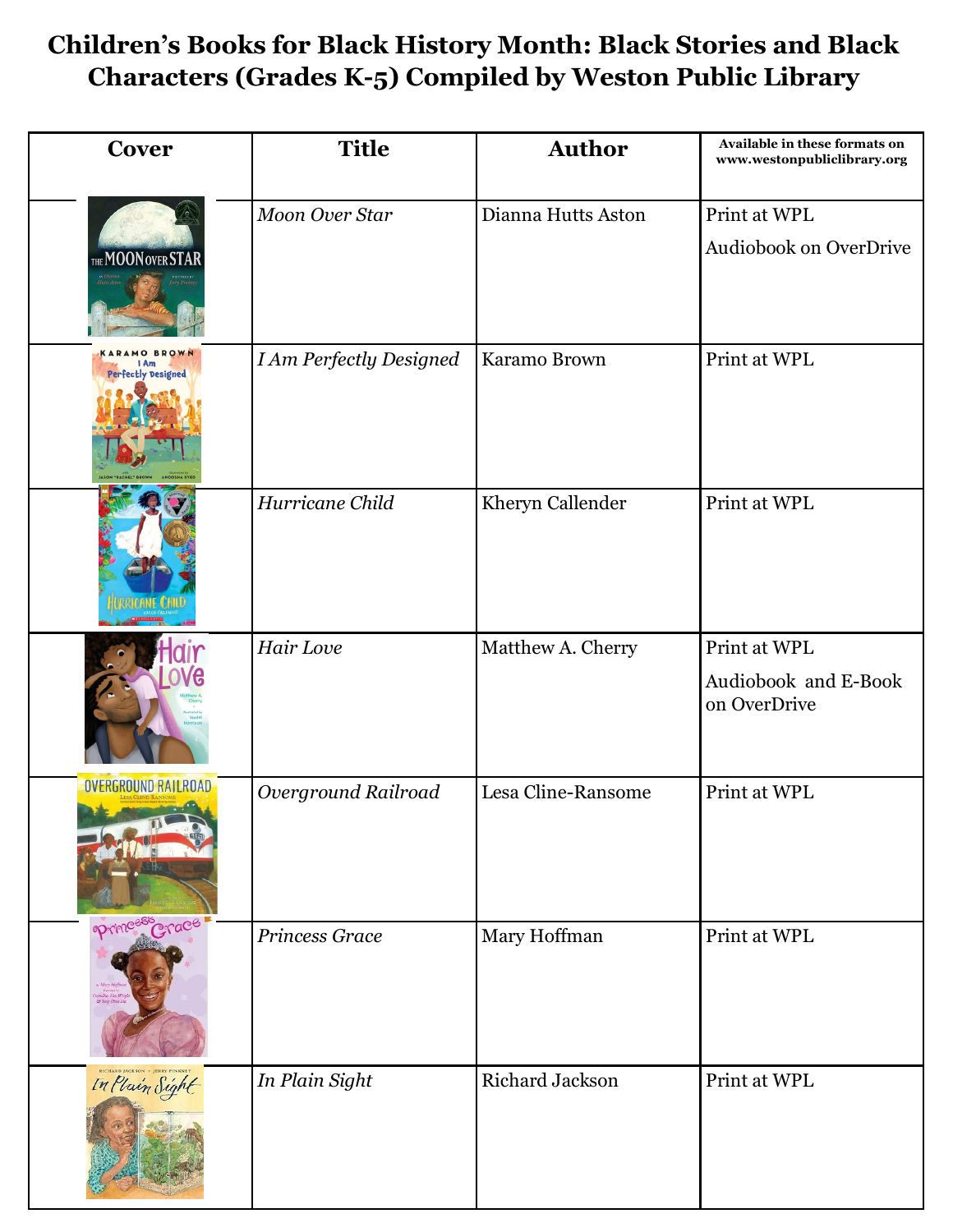# Children's Books for Black History Month: Black Stories and Black Characters (Grades K-5) Compiled by Weston Public Library

| Cover | Title | Author | Available in these formats on www.westonpubliclibrary.org |
|---|---|---|---|
| | *Moon Over Star* | Dianna Hutts Aston | Print at WPL<br>Audiobook on OverDrive |
| | *I Am Perfectly Designed* | Karamo Brown | Print at WPL |
| | *Hurricane Child* | Kheryn Callender | Print at WPL |
| | *Hair Love* | Matthew A. Cherry | Print at WPL<br>Audiobook and E-Book on OverDrive |
| | *Overground Railroad* | Lesa Cline-Ransome | Print at WPL |
| | *Princess Grace* | Mary Hoffman | Print at WPL |
| | *In Plain Sight* | Richard Jackson | Print at WPL |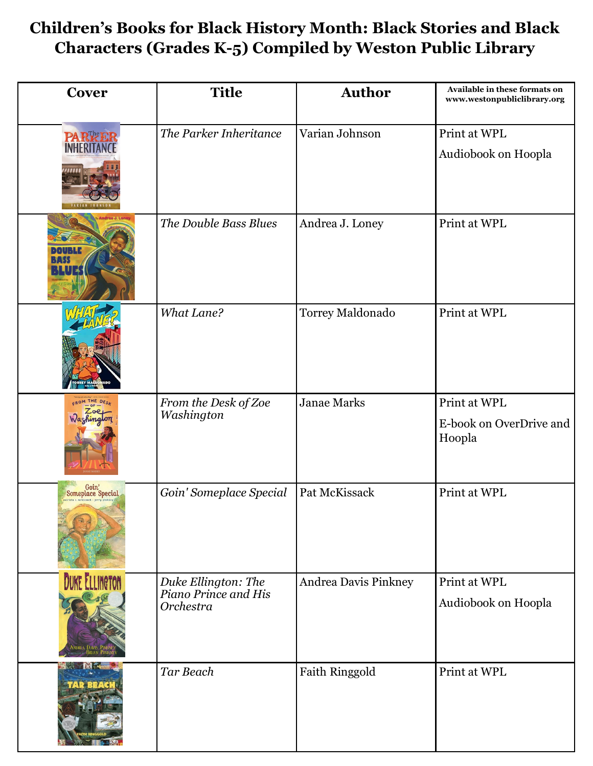# Children's Books for Black History Month: Black Stories and Black Characters (Grades K-5) Compiled by Weston Public Library

| Cover | Title | Author | Available in these formats on www.westonpubliclibrary.org |
| --- | --- | --- | --- |
| | *The Parker Inheritance* | Varian Johnson | Print at WPL<br>Audiobook on Hoopla |
| | *The Double Bass Blues* | Andrea J. Loney | Print at WPL |
| | *What Lane?* | Torrey Maldonado | Print at WPL |
| | *From the Desk of Zoe Washington* | Janae Marks | Print at WPL<br>E-book on OverDrive and Hoopla |
| | *Goin' Someplace Special* | Pat McKissack | Print at WPL |
| | *Duke Ellington: The Piano Prince and His Orchestra* | Andrea Davis Pinkney | Print at WPL<br>Audiobook on Hoopla |
| | *Tar Beach* | Faith Ringgold | Print at WPL |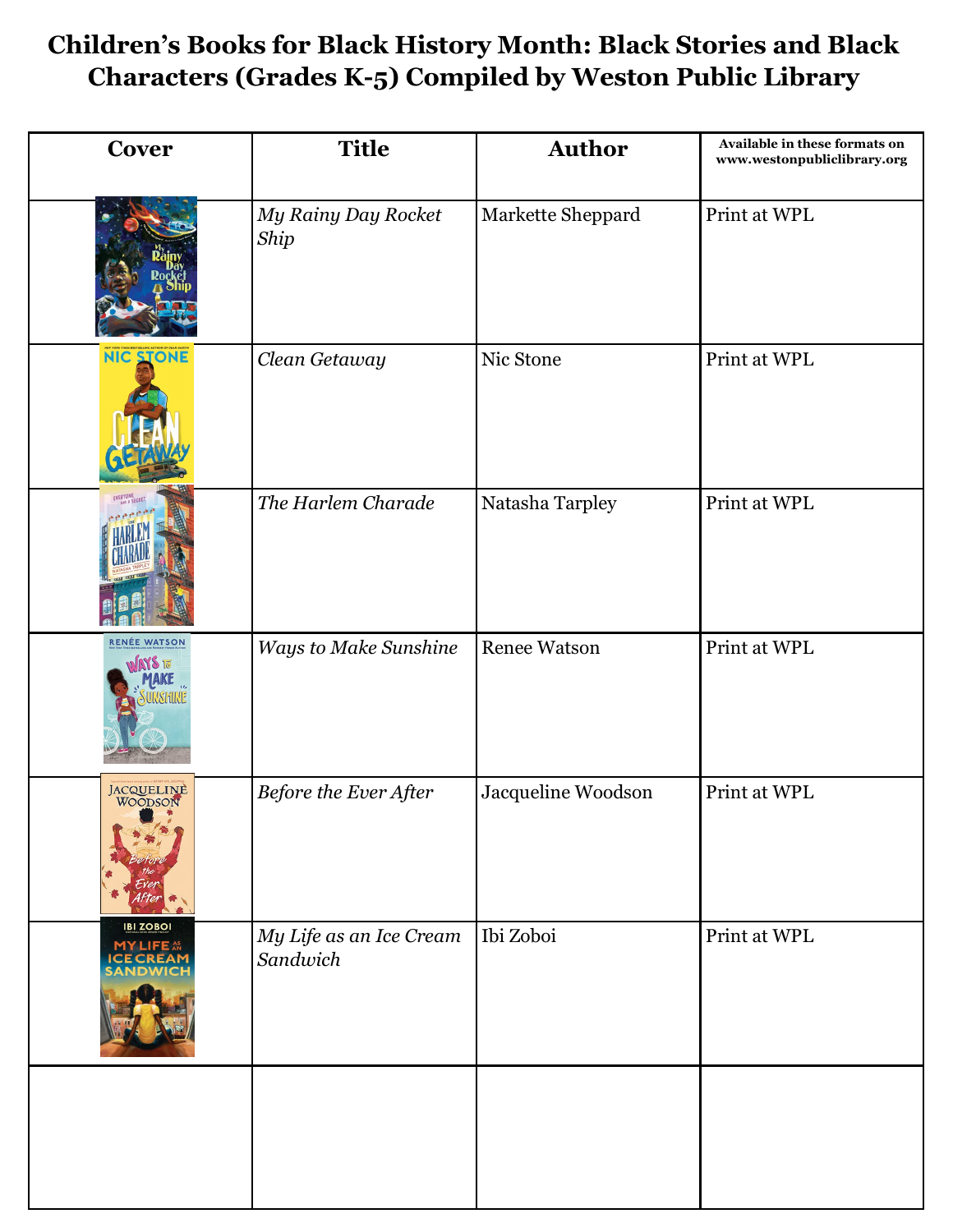# Children's Books for Black History Month: Black Stories and Black Characters (Grades K-5) Compiled by Weston Public Library

| Cover | Title | Author | Available in these formats on www.westonpubliclibrary.org |
|---|---|---|---|
| | *My Rainy Day Rocket Ship* | Markette Sheppard | Print at WPL |
| | *Clean Getaway* | Nic Stone | Print at WPL |
| | *The Harlem Charade* | Natasha Tarpley | Print at WPL |
| | *Ways to Make Sunshine* | Renee Watson | Print at WPL |
| | *Before the Ever After* | Jacqueline Woodson | Print at WPL |
| | *My Life as an Ice Cream Sandwich* | Ibi Zoboi | Print at WPL |
| | | | |